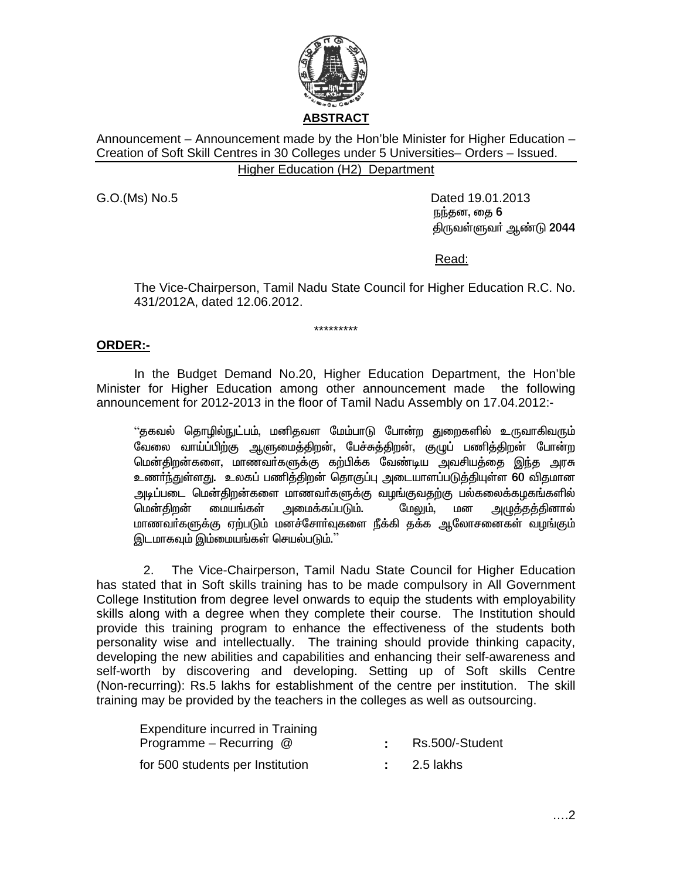**ABSTRACT**

Announcement – Announcement made by the Hon'ble Minister for Higher Education – Creation of Soft Skill Centres in 30 Colleges under 5 Universities– Orders – Issued.

Higher Education (H2) Department

G.O.(Ms) No.5 Dated 19.01.2013

நந்தன, தை 6

திருவள்ளுவர் ஆண்டு 2044

Read:

The Vice-Chairperson, Tamil Nadu State Council for Higher Education R.C. No. 431/2012A, dated 12.06.2012.

\*\*\*\*\*\*\*\*\*

**ORDER:-**

In the Budget Demand No.20, Higher Education Department, the Hon'ble Minister for Higher Education among other announcement made the following announcement for 2012-2013 in the floor of Tamil Nadu Assembly on 17.04.2012:-

"தகவல் தொழில்நுட்பம், மனிதவள மேம்பாடு போன்ற துறைகளில் உருவாகிவரும் வேலை வாய்ப்பிற்கு ஆளுமைத்திறன், பேச்சுத்திறன், குழுப் பணித்திறன் போன்ற மென்திறன்களை, மாணவர்களுக்கு கற்பிக்க வேண்டிய அவசியத்தை இந்த அரசு உணர்ந்துள்ளது. உலகப் பணித்திறன் தொகுப்பு அடையாளப்படுத்தியுள்ள 60 விதமான அடிப்படை மென்திறன்களை மாணவர்களுக்கு வழங்குவதற்கு பல்கலைக்கழகங்களில் மென்திறன் மையங்கள் அமைக்கப்படும். மேலும், மன அழுத்தத்தினால் மாணவர்களுக்கு ஏற்படும் மனச்சோர்வுகளை நீக்கி தக்க ஆலோசனைகள் வழங்கும் இடமாகவும் இம்மையங்கள் செயல்படும்."

2. The Vice-Chairperson, Tamil Nadu State Council for Higher Education has stated that in Soft skills training has to be made compulsory in All Government College Institution from degree level onwards to equip the students with employability skills along with a degree when they complete their course. The Institution should provide this training program to enhance the effectiveness of the students both personality wise and intellectually. The training should provide thinking capacity, developing the new abilities and capabilities and enhancing their self-awareness and self-worth by discovering and developing. Setting up of Soft skills Centre (Non-recurring): Rs.5 lakhs for establishment of the centre per institution. The skill training may be provided by the teachers in the colleges as well as outsourcing.

| | | |
|---|---|---|
| Expenditure incurred in Training Programme – Recurring @ | : | Rs.500/-Student |
| for 500 students per Institution | : | 2.5 lakhs |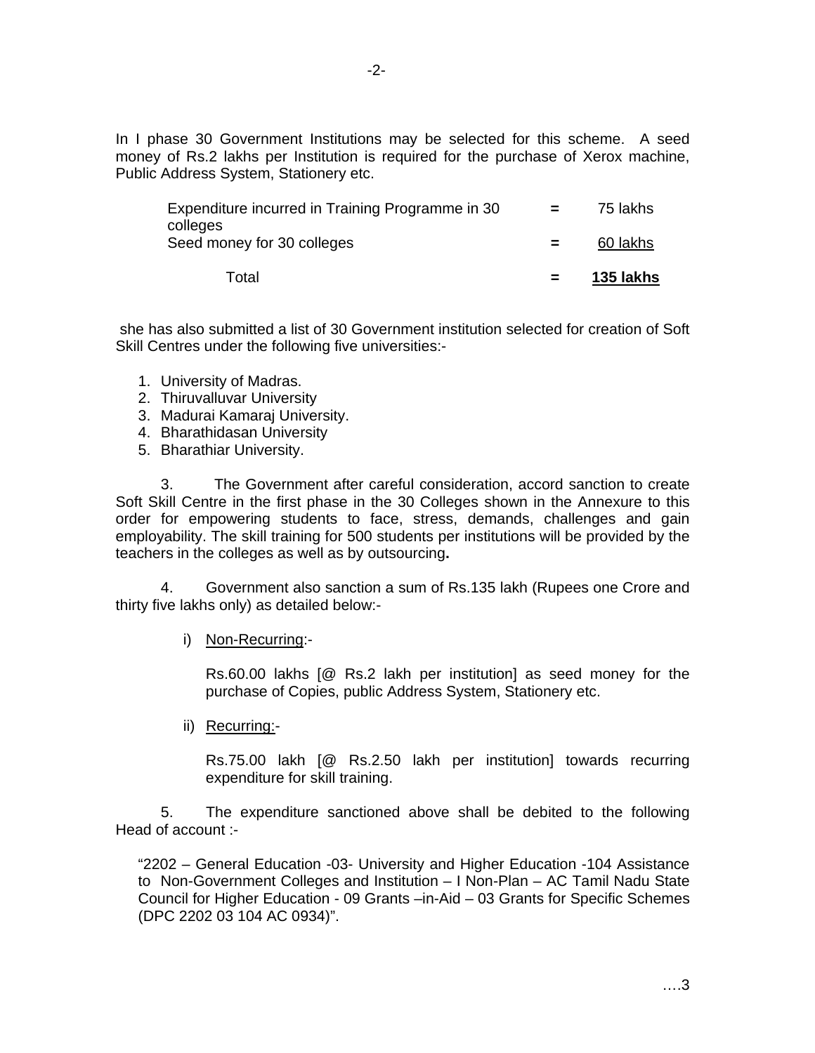In I phase 30 Government Institutions may be selected for this scheme. A seed money of Rs.2 lakhs per Institution is required for the purchase of Xerox machine, Public Address System, Stationery etc.

| | | |
|---|---|---|
| Expenditure incurred in Training Programme in 30 colleges | = | 75 lakhs |
| Seed money for 30 colleges | = | 60 lakhs |
| Total | = | **135 lakhs** |

she has also submitted a list of 30 Government institution selected for creation of Soft Skill Centres under the following five universities:-

1. University of Madras.
2. Thiruvalluvar University
3. Madurai Kamaraj University.
4. Bharathidasan University
5. Bharathiar University.

3. The Government after careful consideration, accord sanction to create Soft Skill Centre in the first phase in the 30 Colleges shown in the Annexure to this order for empowering students to face, stress, demands, challenges and gain employability. The skill training for 500 students per institutions will be provided by the teachers in the colleges as well as by outsourcing.

4. Government also sanction a sum of Rs.135 lakh (Rupees one Crore and thirty five lakhs only) as detailed below:-

i) Non-Recurring:-

Rs.60.00 lakhs [@ Rs.2 lakh per institution] as seed money for the purchase of Copies, public Address System, Stationery etc.

ii) Recurring:-

Rs.75.00 lakh [@ Rs.2.50 lakh per institution] towards recurring expenditure for skill training.

5. The expenditure sanctioned above shall be debited to the following Head of account :-

"2202 – General Education -03- University and Higher Education -104 Assistance to Non-Government Colleges and Institution – I Non-Plan – AC Tamil Nadu State Council for Higher Education - 09 Grants –in-Aid – 03 Grants for Specific Schemes (DPC 2202 03 104 AC 0934)".

….3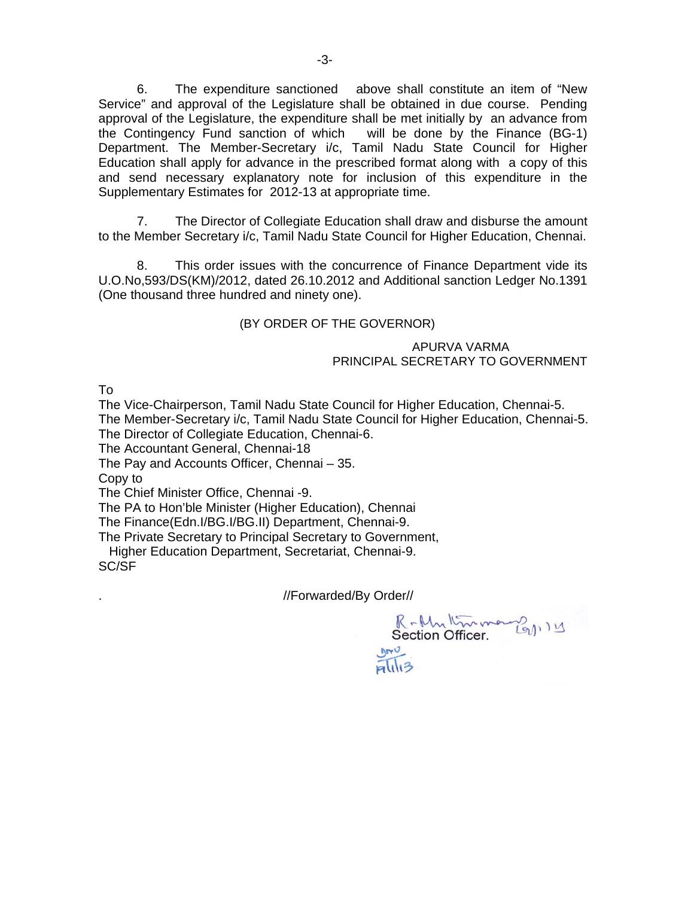6. The expenditure sanctioned above shall constitute an item of "New Service" and approval of the Legislature shall be obtained in due course. Pending approval of the Legislature, the expenditure shall be met initially by an advance from the Contingency Fund sanction of which will be done by the Finance (BG-1) Department. The Member-Secretary i/c, Tamil Nadu State Council for Higher Education shall apply for advance in the prescribed format along with a copy of this and send necessary explanatory note for inclusion of this expenditure in the Supplementary Estimates for 2012-13 at appropriate time.

7. The Director of Collegiate Education shall draw and disburse the amount to the Member Secretary i/c, Tamil Nadu State Council for Higher Education, Chennai.

8. This order issues with the concurrence of Finance Department vide its U.O.No,593/DS(KM)/2012, dated 26.10.2012 and Additional sanction Ledger No.1391 (One thousand three hundred and ninety one).

(BY ORDER OF THE GOVERNOR)

APURVA VARMA
PRINCIPAL SECRETARY TO GOVERNMENT

To
The Vice-Chairperson, Tamil Nadu State Council for Higher Education, Chennai-5.
The Member-Secretary i/c, Tamil Nadu State Council for Higher Education, Chennai-5.
The Director of Collegiate Education, Chennai-6.
The Accountant General, Chennai-18
The Pay and Accounts Officer, Chennai – 35.
Copy to
The Chief Minister Office, Chennai -9.
The PA to Hon'ble Minister (Higher Education), Chennai
The Finance(Edn.I/BG.I/BG.II) Department, Chennai-9.
The Private Secretary to Principal Secretary to Government,
Higher Education Department, Secretariat, Chennai-9.
SC/SF

//Forwarded/By Order//

Section Officer.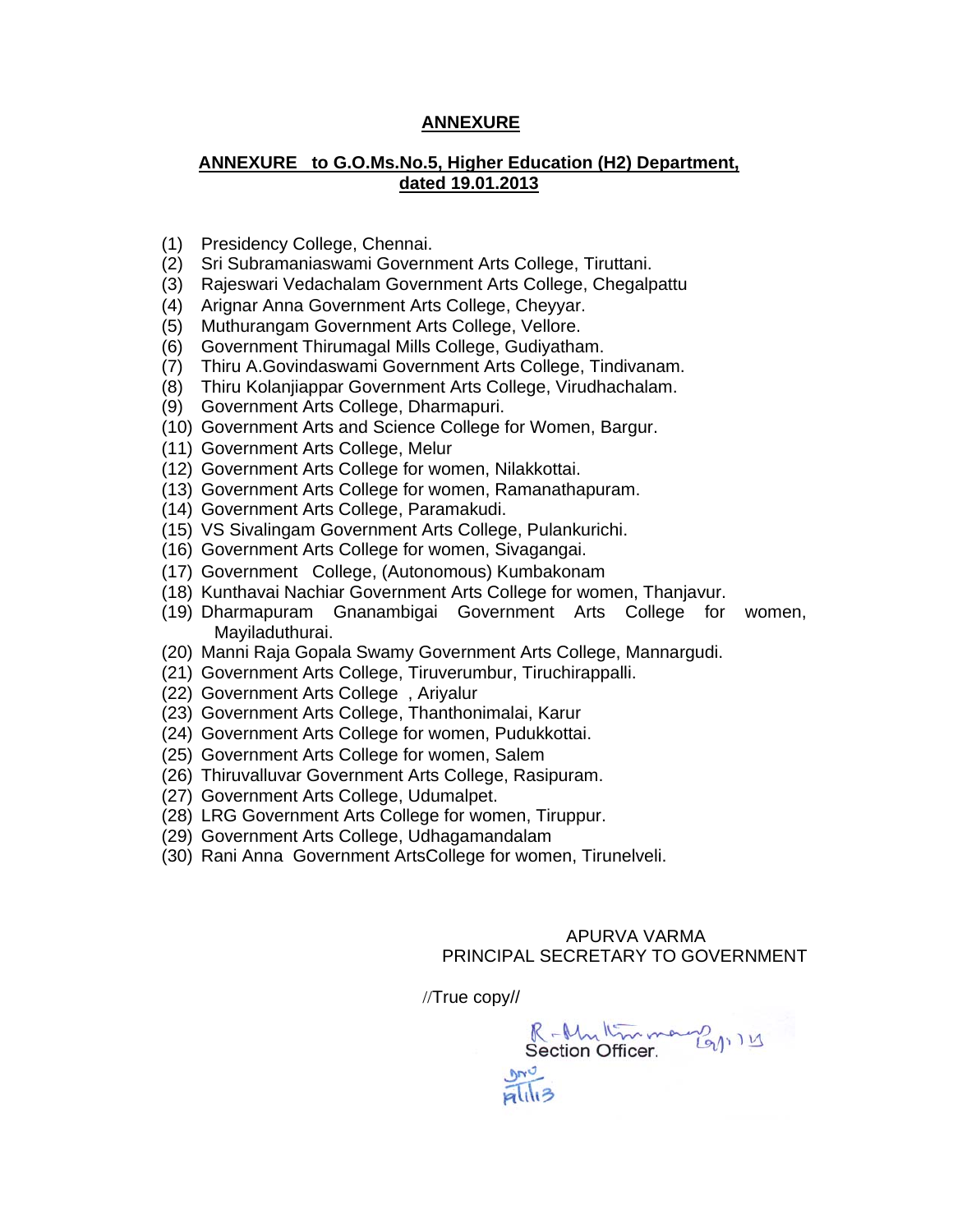# ANNEXURE

## ANNEXURE to G.O.Ms.No.5, Higher Education (H2) Department, dated 19.01.2013

(1) Presidency College, Chennai.
(2) Sri Subramaniaswami Government Arts College, Tiruttani.
(3) Rajeswari Vedachalam Government Arts College, Chegalpattu
(4) Arignar Anna Government Arts College, Cheyyar.
(5) Muthurangam Government Arts College, Vellore.
(6) Government Thirumagal Mills College, Gudiyatham.
(7) Thiru A.Govindaswami Government Arts College, Tindivanam.
(8) Thiru Kolanjiappar Government Arts College, Virudhachalam.
(9) Government Arts College, Dharmapuri.
(10) Government Arts and Science College for Women, Bargur.
(11) Government Arts College, Melur
(12) Government Arts College for women, Nilakkottai.
(13) Government Arts College for women, Ramanathapuram.
(14) Government Arts College, Paramakudi.
(15) VS Sivalingam Government Arts College, Pulankurichi.
(16) Government Arts College for women, Sivagangai.
(17) Government College, (Autonomous) Kumbakonam
(18) Kunthavai Nachiar Government Arts College for women, Thanjavur.
(19) Dharmapuram Gnanambigai Government Arts College for women, Mayiladuthurai.
(20) Manni Raja Gopala Swamy Government Arts College, Mannargudi.
(21) Government Arts College, Tiruverumbur, Tiruchirappalli.
(22) Government Arts College , Ariyalur
(23) Government Arts College, Thanthonimalai, Karur
(24) Government Arts College for women, Pudukkottai.
(25) Government Arts College for women, Salem
(26) Thiruvalluvar Government Arts College, Rasipuram.
(27) Government Arts College, Udumalpet.
(28) LRG Government Arts College for women, Tiruppur.
(29) Government Arts College, Udhagamandalam
(30) Rani Anna Government ArtsCollege for women, Tirunelveli.

APURVA VARMA
PRINCIPAL SECRETARY TO GOVERNMENT

//True copy//

Section Officer.